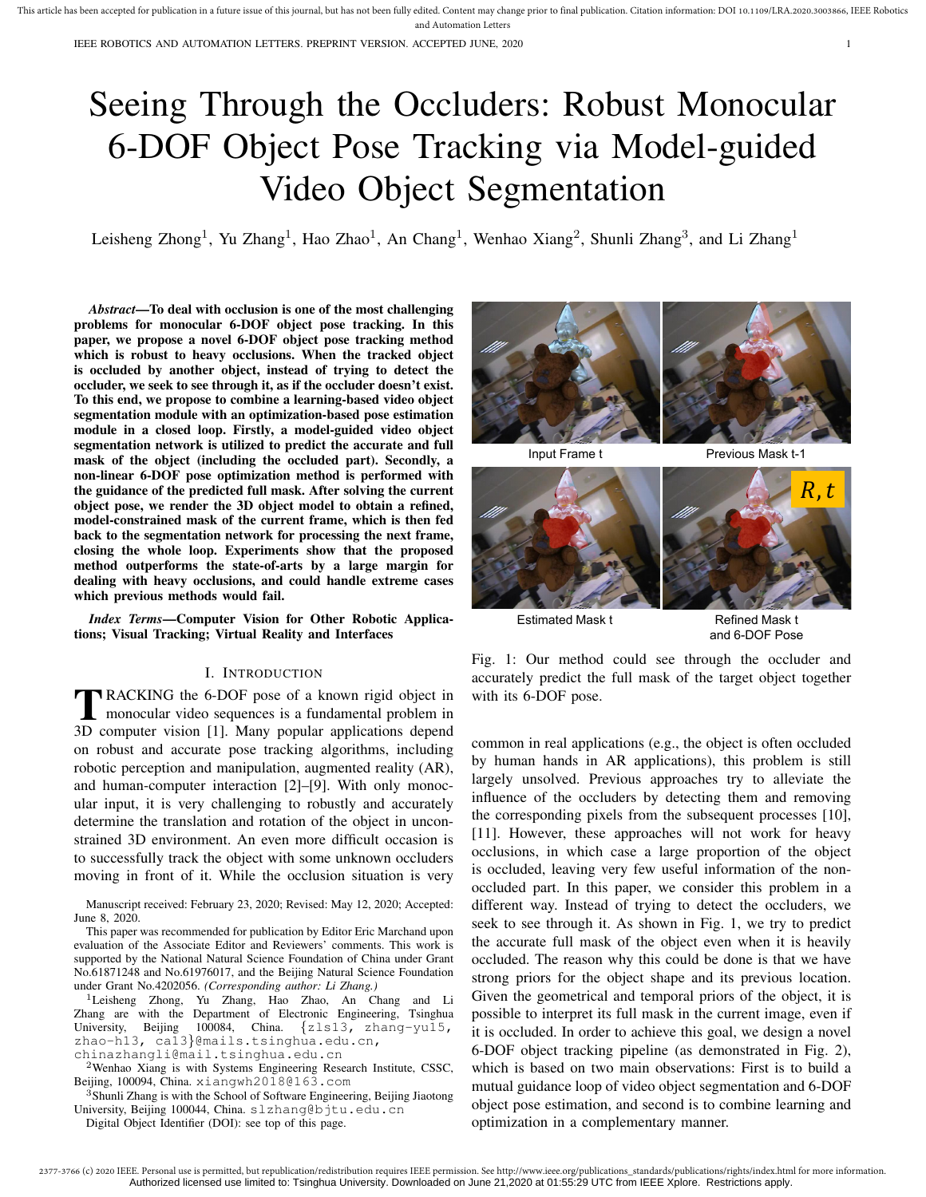# Seeing Through the Occluders: Robust Monocular 6-DOF Object Pose Tracking via Model-guided Video Object Segmentation

Leisheng Zhong[1], Yu Zhang[1], Hao Zhao[1], An Chang[1], Wenhao Xiang[2], Shunli Zhang[3], and Li Zhang[1]

***Abstract*—To deal with occlusion is one of the most challenging problems for monocular 6-DOF object pose tracking. In this paper, we propose a novel 6-DOF object pose tracking method which is robust to heavy occlusions. When the tracked object is occluded by another object, instead of trying to detect the occluder, we seek to see through it, as if the occluder doesn't exist. To this end, we propose to combine a learning-based video object segmentation module with an optimization-based pose estimation module in a closed loop. Firstly, a model-guided video object segmentation network is utilized to predict the accurate and full mask of the object (including the occluded part). Secondly, a non-linear 6-DOF pose optimization method is performed with the guidance of the predicted full mask. After solving the current object pose, we render the 3D object model to obtain a refined, model-constrained mask of the current frame, which is then fed back to the segmentation network for processing the next frame, closing the whole loop. Experiments show that the proposed method outperforms the state-of-arts by a large margin for dealing with heavy occlusions, and could handle extreme cases which previous methods would fail.**

***Index Terms*—Computer Vision for Other Robotic Applications; Visual Tracking; Virtual Reality and Interfaces**

Input Frame t | Previous Mask t-1 | Estimated Mask t | Refined Mask t and 6-DOF Pose

Fig. 1: Our method could see through the occluder and accurately predict the full mask of the target object together with its 6-DOF pose.

## I. Introduction

TRACKING the 6-DOF pose of a known rigid object in monocular video sequences is a fundamental problem in 3D computer vision [1]. Many popular applications depend on robust and accurate pose tracking algorithms, including robotic perception and manipulation, augmented reality (AR), and human-computer interaction [2]–[9]. With only monocular input, it is very challenging to robustly and accurately determine the translation and rotation of the object in unconstrained 3D environment. An even more difficult occasion is to successfully track the object with some unknown occluders moving in front of it. While the occlusion situation is very common in real applications (e.g., the object is often occluded by human hands in AR applications), this problem is still largely unsolved. Previous approaches try to alleviate the influence of the occluders by detecting them and removing the corresponding pixels from the subsequent processes [10], [11]. However, these approaches will not work for heavy occlusions, in which case a large proportion of the object is occluded, leaving very few useful information of the non-occluded part. In this paper, we consider this problem in a different way. Instead of trying to detect the occluders, we seek to see through it. As shown in Fig. 1, we try to predict the accurate full mask of the object even when it is heavily occluded. The reason why this could be done is that we have strong priors for the object shape and its previous location. Given the geometrical and temporal priors of the object, it is possible to interpret its full mask in the current image, even if it is occluded. In order to achieve this goal, we design a novel 6-DOF object tracking pipeline (as demonstrated in Fig. 2), which is based on two main observations: First is to build a mutual guidance loop of video object segmentation and 6-DOF object pose estimation, and second is to combine learning and optimization in a complementary manner.

Manuscript received: February 23, 2020; Revised: May 12, 2020; Accepted: June 8, 2020.

This paper was recommended for publication by Editor Eric Marchand upon evaluation of the Associate Editor and Reviewers' comments. This work is supported by the National Natural Science Foundation of China under Grant No.61871248 and No.61976017, and the Beijing Natural Science Foundation under Grant No.4202056. *(Corresponding author: Li Zhang.)*

[1]Leisheng Zhong, Yu Zhang, Hao Zhao, An Chang and Li Zhang are with the Department of Electronic Engineering, Tsinghua University, Beijing 100084, China. {zls13, zhang-yu15, zhao-h13, ca13}@mails.tsinghua.edu.cn, chinazhangli@mail.tsinghua.edu.cn

[2]Wenhao Xiang is with Systems Engineering Research Institute, CSSC, Beijing, 100094, China. xiangwh2018@163.com

[3]Shunli Zhang is with the School of Software Engineering, Beijing Jiaotong University, Beijing 100044, China. slzhang@bjtu.edu.cn

Digital Object Identifier (DOI): see top of this page.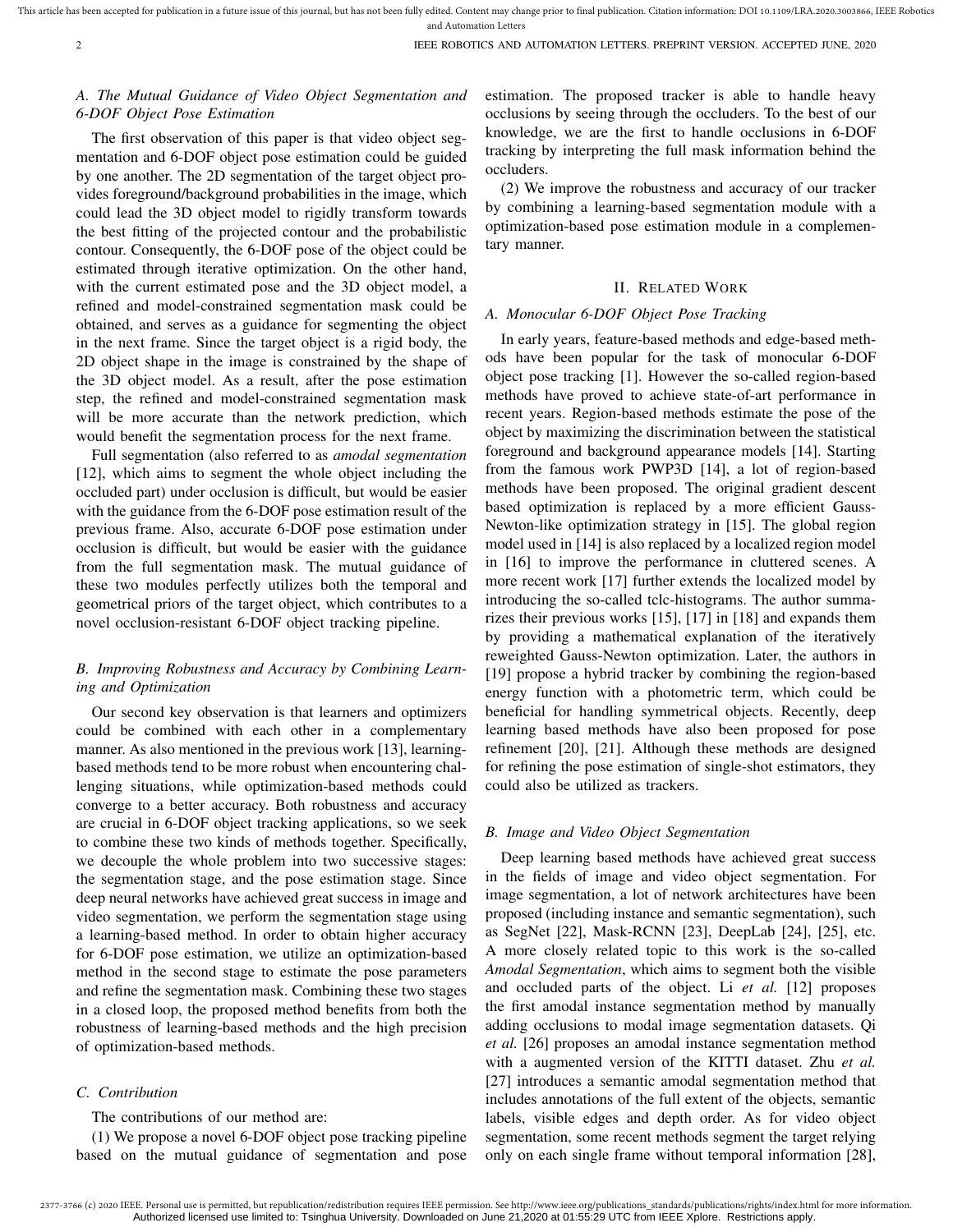### A. The Mutual Guidance of Video Object Segmentation and 6-DOF Object Pose Estimation

The first observation of this paper is that video object segmentation and 6-DOF object pose estimation could be guided by one another. The 2D segmentation of the target object provides foreground/background probabilities in the image, which could lead the 3D object model to rigidly transform towards the best fitting of the projected contour and the probabilistic contour. Consequently, the 6-DOF pose of the object could be estimated through iterative optimization. On the other hand, with the current estimated pose and the 3D object model, a refined and model-constrained segmentation mask could be obtained, and serves as a guidance for segmenting the object in the next frame. Since the target object is a rigid body, the 2D object shape in the image is constrained by the shape of the 3D object model. As a result, after the pose estimation step, the refined and model-constrained segmentation mask will be more accurate than the network prediction, which would benefit the segmentation process for the next frame.

Full segmentation (also referred to as *amodal segmentation* [12], which aims to segment the whole object including the occluded part) under occlusion is difficult, but would be easier with the guidance from the 6-DOF pose estimation result of the previous frame. Also, accurate 6-DOF pose estimation under occlusion is difficult, but would be easier with the guidance from the full segmentation mask. The mutual guidance of these two modules perfectly utilizes both the temporal and geometrical priors of the target object, which contributes to a novel occlusion-resistant 6-DOF object tracking pipeline.

### B. Improving Robustness and Accuracy by Combining Learning and Optimization

Our second key observation is that learners and optimizers could be combined with each other in a complementary manner. As also mentioned in the previous work [13], learning-based methods tend to be more robust when encountering challenging situations, while optimization-based methods could converge to a better accuracy. Both robustness and accuracy are crucial in 6-DOF object tracking applications, so we seek to combine these two kinds of methods together. Specifically, we decouple the whole problem into two successive stages: the segmentation stage, and the pose estimation stage. Since deep neural networks have achieved great success in image and video segmentation, we perform the segmentation stage using a learning-based method. In order to obtain higher accuracy for 6-DOF pose estimation, we utilize an optimization-based method in the second stage to estimate the pose parameters and refine the segmentation mask. Combining these two stages in a closed loop, the proposed method benefits from both the robustness of learning-based methods and the high precision of optimization-based methods.

### C. Contribution

The contributions of our method are:

(1) We propose a novel 6-DOF object pose tracking pipeline based on the mutual guidance of segmentation and pose estimation. The proposed tracker is able to handle heavy occlusions by seeing through the occluders. To the best of our knowledge, we are the first to handle occlusions in 6-DOF tracking by interpreting the full mask information behind the occluders.

(2) We improve the robustness and accuracy of our tracker by combining a learning-based segmentation module with a optimization-based pose estimation module in a complementary manner.

## II. Related Work

### A. Monocular 6-DOF Object Pose Tracking

In early years, feature-based methods and edge-based methods have been popular for the task of monocular 6-DOF object pose tracking [1]. However the so-called region-based methods have proved to achieve state-of-art performance in recent years. Region-based methods estimate the pose of the object by maximizing the discrimination between the statistical foreground and background appearance models [14]. Starting from the famous work PWP3D [14], a lot of region-based methods have been proposed. The original gradient descent based optimization is replaced by a more efficient Gauss-Newton-like optimization strategy in [15]. The global region model used in [14] is also replaced by a localized region model in [16] to improve the performance in cluttered scenes. A more recent work [17] further extends the localized model by introducing the so-called tclc-histograms. The author summarizes their previous works [15], [17] in [18] and expands them by providing a mathematical explanation of the iteratively reweighted Gauss-Newton optimization. Later, the authors in [19] propose a hybrid tracker by combining the region-based energy function with a photometric term, which could be beneficial for handling symmetrical objects. Recently, deep learning based methods have also been proposed for pose refinement [20], [21]. Although these methods are designed for refining the pose estimation of single-shot estimators, they could also be utilized as trackers.

### B. Image and Video Object Segmentation

Deep learning based methods have achieved great success in the fields of image and video object segmentation. For image segmentation, a lot of network architectures have been proposed (including instance and semantic segmentation), such as SegNet [22], Mask-RCNN [23], DeepLab [24], [25], etc. A more closely related topic to this work is the so-called *Amodal Segmentation*, which aims to segment both the visible and occluded parts of the object. Li *et al.* [12] proposes the first amodal instance segmentation method by manually adding occlusions to modal image segmentation datasets. Qi *et al.* [26] proposes an amodal instance segmentation method with a augmented version of the KITTI dataset. Zhu *et al.* [27] introduces a semantic amodal segmentation method that includes annotations of the full extent of the objects, semantic labels, visible edges and depth order. As for video object segmentation, some recent methods segment the target relying only on each single frame without temporal information [28],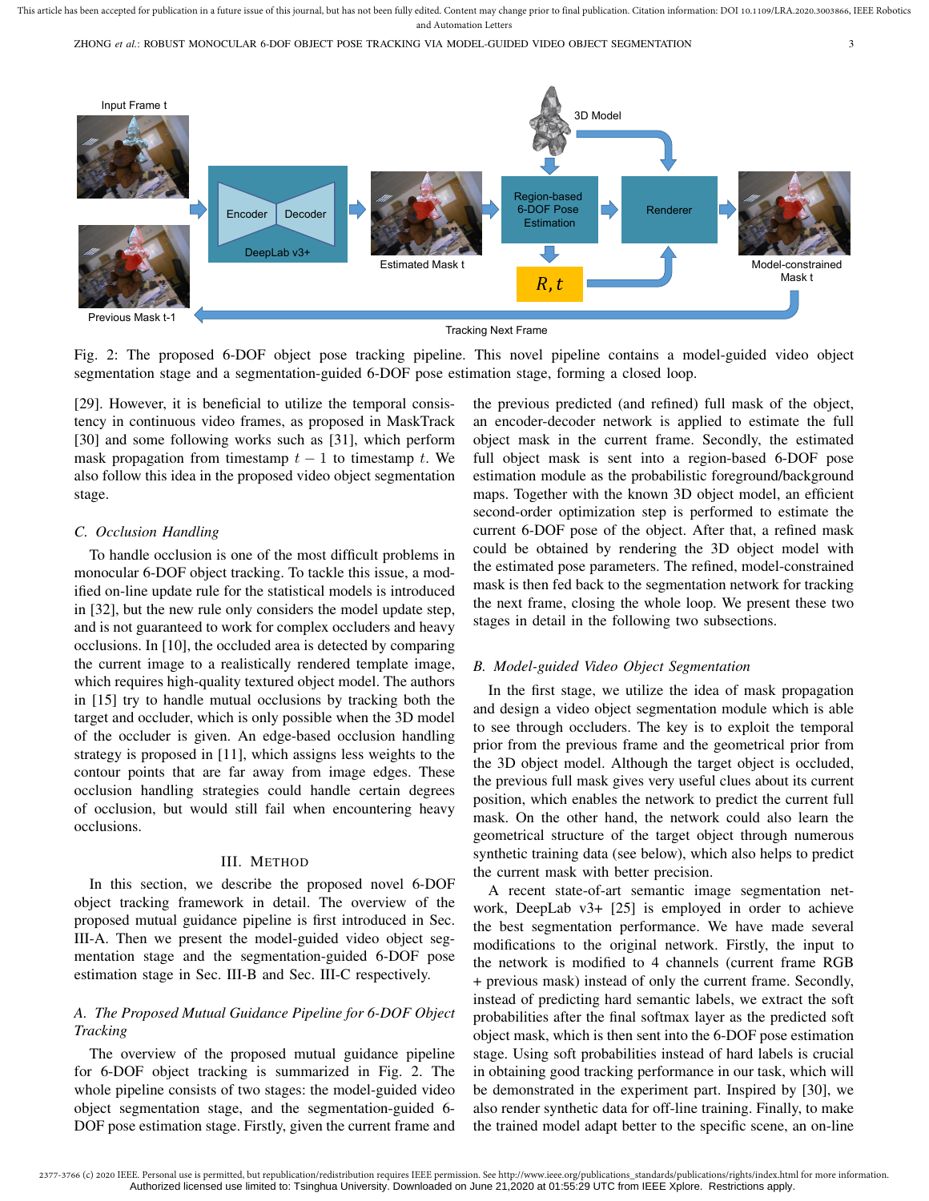Fig. 2: The proposed 6-DOF object pose tracking pipeline. This novel pipeline contains a model-guided video object segmentation stage and a segmentation-guided 6-DOF pose estimation stage, forming a closed loop.

[29]. However, it is beneficial to utilize the temporal consistency in continuous video frames, as proposed in MaskTrack [30] and some following works such as [31], which perform mask propagation from timestamp $t-1$ to timestamp $t$. We also follow this idea in the proposed video object segmentation stage.

### C. Occlusion Handling

To handle occlusion is one of the most difficult problems in monocular 6-DOF object tracking. To tackle this issue, a modified on-line update rule for the statistical models is introduced in [32], but the new rule only considers the model update step, and is not guaranteed to work for complex occluders and heavy occlusions. In [10], the occluded area is detected by comparing the current image to a realistically rendered template image, which requires high-quality textured object model. The authors in [15] try to handle mutual occlusions by tracking both the target and occluder, which is only possible when the 3D model of the occluder is given. An edge-based occlusion handling strategy is proposed in [11], which assigns less weights to the contour points that are far away from image edges. These occlusion handling strategies could handle certain degrees of occlusion, but would still fail when encountering heavy occlusions.

## III. Method

In this section, we describe the proposed novel 6-DOF object tracking framework in detail. The overview of the proposed mutual guidance pipeline is first introduced in Sec. III-A. Then we present the model-guided video object segmentation stage and the segmentation-guided 6-DOF pose estimation stage in Sec. III-B and Sec. III-C respectively.

### A. The Proposed Mutual Guidance Pipeline for 6-DOF Object Tracking

The overview of the proposed mutual guidance pipeline for 6-DOF object tracking is summarized in Fig. 2. The whole pipeline consists of two stages: the model-guided video object segmentation stage, and the segmentation-guided 6-DOF pose estimation stage. Firstly, given the current frame and the previous predicted (and refined) full mask of the object, an encoder-decoder network is applied to estimate the full object mask in the current frame. Secondly, the estimated full object mask is sent into a region-based 6-DOF pose estimation module as the probabilistic foreground/background maps. Together with the known 3D object model, an efficient second-order optimization step is performed to estimate the current 6-DOF pose of the object. After that, a refined mask could be obtained by rendering the 3D object model with the estimated pose parameters. The refined, model-constrained mask is then fed back to the segmentation network for tracking the next frame, closing the whole loop. We present these two stages in detail in the following two subsections.

### B. Model-guided Video Object Segmentation

In the first stage, we utilize the idea of mask propagation and design a video object segmentation module which is able to see through occluders. The key is to exploit the temporal prior from the previous frame and the geometrical prior from the 3D object model. Although the target object is occluded, the previous full mask gives very useful clues about its current position, which enables the network to predict the current full mask. On the other hand, the network could also learn the geometrical structure of the target object through numerous synthetic training data (see below), which also helps to predict the current mask with better precision.

A recent state-of-art semantic image segmentation network, DeepLab v3+ [25] is employed in order to achieve the best segmentation performance. We have made several modifications to the original network. Firstly, the input to the network is modified to 4 channels (current frame RGB + previous mask) instead of only the current frame. Secondly, instead of predicting hard semantic labels, we extract the soft probabilities after the final softmax layer as the predicted soft object mask, which is then sent into the 6-DOF pose estimation stage. Using soft probabilities instead of hard labels is crucial in obtaining good tracking performance in our task, which will be demonstrated in the experiment part. Inspired by [30], we also render synthetic data for off-line training. Finally, to make the trained model adapt better to the specific scene, an on-line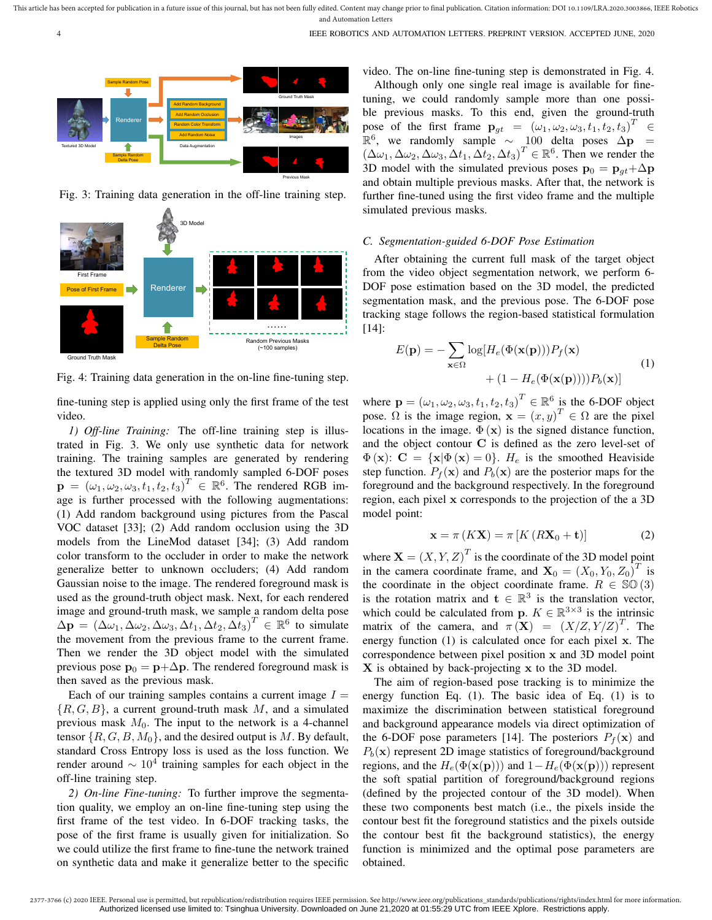Fig. 3: Training data generation in the off-line training step.

Fig. 4: Training data generation in the on-line fine-tuning step.

fine-tuning step is applied using only the first frame of the test video.

*1) Off-line Training:* The off-line training step is illustrated in Fig. 3. We only use synthetic data for network training. The training samples are generated by rendering the textured 3D model with randomly sampled 6-DOF poses $\mathbf{p} = (\omega_1, \omega_2, \omega_3, t_1, t_2, t_3)^T \in \mathbb{R}^6$. The rendered RGB image is further processed with the following augmentations: (1) Add random background using pictures from the Pascal VOC dataset [33]; (2) Add random occlusion using the 3D models from the LineMod dataset [34]; (3) Add random color transform to the occluder in order to make the network generalize better to unknown occluders; (4) Add random Gaussian noise to the image. The rendered foreground mask is used as the ground-truth object mask. Next, for each rendered image and ground-truth mask, we sample a random delta pose $\Delta\mathbf{p} = (\Delta\omega_1, \Delta\omega_2, \Delta\omega_3, \Delta t_1, \Delta t_2, \Delta t_3)^T \in \mathbb{R}^6$ to simulate the movement from the previous frame to the current frame. Then we render the 3D object model with the simulated previous pose $\mathbf{p}_0 = \mathbf{p} + \Delta\mathbf{p}$. The rendered foreground mask is then saved as the previous mask.

Each of our training samples contains a current image $I = \{R, G, B\}$, a current ground-truth mask $M$, a previous mask $M_0$. The input to the network is a 4-channel tensor $\{R, G, B, M_0\}$, and the desired output is $M$. By default, standard Cross Entropy loss is used as the loss function. We render around $\sim 10^4$ training samples for each object in the off-line training step.

*2) On-line Fine-tuning:* To further improve the segmentation quality, we employ an on-line fine-tuning step using the first frame of the test video. In 6-DOF tracking tasks, the pose of the first frame is usually given for initialization. So we could utilize the first frame to fine-tune the network trained on synthetic data and make it generalize better to the specific video. The on-line fine-tuning step is demonstrated in Fig. 4.

Although only one single real image is available for fine-tuning, we could randomly sample more than one possible previous masks. To this end, given the ground-truth pose of the first frame $\mathbf{p}_{gt} = (\omega_1, \omega_2, \omega_3, t_1, t_2, t_3)^T \in \mathbb{R}^6$, we randomly sample $\sim 100$ delta poses $\Delta\mathbf{p} = (\Delta\omega_1, \Delta\omega_2, \Delta\omega_3, \Delta t_1, \Delta t_2, \Delta t_3)^T \in \mathbb{R}^6$. Then we render the 3D model with the simulated previous poses $\mathbf{p}_0 = \mathbf{p}_{gt} + \Delta\mathbf{p}$ and obtain multiple previous masks. After that, the network is further fine-tuned using the first video frame and the multiple simulated previous masks.

### C. Segmentation-guided 6-DOF Pose Estimation

After obtaining the current full mask of the target object from the video object segmentation network, we perform 6-DOF pose estimation based on the 3D model, the predicted segmentation mask, and the previous pose. The 6-DOF pose tracking stage follows the region-based statistical formulation [14]:

$$E(\mathbf{p}) = -\sum_{\mathbf{x}\in\Omega} \log[H_e(\Phi(\mathbf{x}(\mathbf{p})))P_f(\mathbf{x}) + (1 - H_e(\Phi(\mathbf{x}(\mathbf{p}))))P_b(\mathbf{x})] \tag{1}$$

where $\mathbf{p} = (\omega_1, \omega_2, \omega_3, t_1, t_2, t_3)^T \in \mathbb{R}^6$ is the 6-DOF object pose. $\Omega$ is the image region, $\mathbf{x} = (x, y)^T \in \Omega$ are the pixel locations in the image. $\Phi(\mathbf{x})$ is the signed distance function, and the object contour $\mathbf{C}$ is defined as the zero level-set of $\Phi(\mathbf{x})$: $\mathbf{C} = \{\mathbf{x} | \Phi(\mathbf{x}) = 0\}$. $H_e$ is the smoothed Heaviside step function. $P_f(\mathbf{x})$ and $P_b(\mathbf{x})$ are the posterior maps for the foreground and the background respectively. In the foreground region, each pixel $\mathbf{x}$ corresponds to the projection of the a 3D model point:

$$\mathbf{x} = \pi(K\mathbf{X}) = \pi[K(R\mathbf{X}_0 + \mathbf{t})] \tag{2}$$

where $\mathbf{X} = (X, Y, Z)^T$ is the coordinate of the 3D model point in the camera coordinate frame, and $\mathbf{X}_0 = (X_0, Y_0, Z_0)^T$ is the coordinate in the object coordinate frame. $R \in \mathbb{SO}(3)$ is the rotation matrix and $\mathbf{t} \in \mathbb{R}^3$ is the translation vector, which could be calculated from $\mathbf{p}$. $K \in \mathbb{R}^{3\times3}$ is the intrinsic matrix of the camera, and $\pi(\mathbf{X}) = (X/Z, Y/Z)^T$. The energy function (1) is calculated once for each pixel $\mathbf{x}$. The correspondence between pixel position $\mathbf{x}$ and 3D model point $\mathbf{X}$ is obtained by back-projecting $\mathbf{x}$ to the 3D model.

The aim of region-based pose tracking is to minimize the energy function Eq. (1). The basic idea of Eq. (1) is to maximize the discrimination between statistical foreground and background appearance models via direct optimization of the 6-DOF pose parameters [14]. The posteriors $P_f(\mathbf{x})$ and $P_b(\mathbf{x})$ represent 2D image statistics of foreground/background regions, and the $H_e(\Phi(\mathbf{x}(\mathbf{p})))$ and $1 - H_e(\Phi(\mathbf{x}(\mathbf{p})))$ represent the soft spatial partition of foreground/background regions (defined by the projected contour of the 3D model). When these two components best match (i.e., the pixels inside the contour best fit the foreground statistics and the pixels outside the contour best fit the background statistics), the energy function is minimized and the optimal pose parameters are obtained.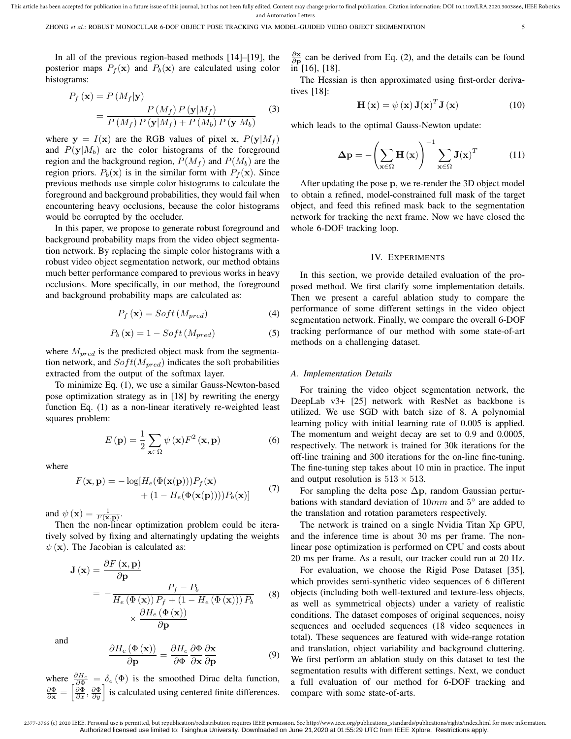In all of the previous region-based methods [14]–[19], the posterior maps $P_f(\mathbf{x})$ and $P_b(\mathbf{x})$ are calculated using color histograms:

$$
\begin{aligned}
P_f(\mathbf{x}) &= P(M_f|\mathbf{y}) \\
&= \frac{P(M_f)\,P(\mathbf{y}|M_f)}{P(M_f)\,P(\mathbf{y}|M_f) + P(M_b)\,P(\mathbf{y}|M_b)}
\end{aligned} \tag{3}
$$

where $\mathbf{y} = I(\mathbf{x})$ are the RGB values of pixel $\mathbf{x}$, $P(\mathbf{y}|M_f)$ and $P(\mathbf{y}|M_b)$ are the color histograms of the foreground region and the background region, $P(M_f)$ and $P(M_b)$ are the region priors. $P_b(\mathbf{x})$ is in the similar form with $P_f(\mathbf{x})$. Since previous methods use simple color histograms to calculate the foreground and background probabilities, they would fail when encountering heavy occlusions, because the color histograms would be corrupted by the occluder.

In this paper, we propose to generate robust foreground and background probability maps from the video object segmentation network. By replacing the simple color histograms with a robust video object segmentation network, our method obtains much better performance compared to previous works in heavy occlusions. More specifically, in our method, the foreground and background probability maps are calculated as:

$$
P_f(\mathbf{x}) = Soft(M_{pred}) \tag{4}
$$

$$
P_b(\mathbf{x}) = 1 - Soft(M_{pred}) \tag{5}
$$

where $M_{pred}$ is the predicted object mask from the segmentation network, and $Soft(M_{pred})$ indicates the soft probabilities extracted from the output of the softmax layer.

To minimize Eq. (1), we use a similar Gauss-Newton-based pose optimization strategy as in [18] by rewriting the energy function Eq. (1) as a non-linear iteratively re-weighted least squares problem:

$$
E(\mathbf{p}) = \frac{1}{2}\sum_{\mathbf{x}\in\Omega} \psi(\mathbf{x}) F^2(\mathbf{x},\mathbf{p}) \tag{6}
$$

where

$$
\begin{aligned}
F(\mathbf{x},\mathbf{p}) = -\log[&H_e(\Phi(\mathbf{x}(\mathbf{p})))P_f(\mathbf{x}) \\
&+ (1 - H_e(\Phi(\mathbf{x}(\mathbf{p}))))P_b(\mathbf{x})]
\end{aligned} \tag{7}
$$

and $\psi(\mathbf{x}) = \frac{1}{F(\mathbf{x},\mathbf{p})}$.

Then the non-linear optimization problem could be iteratively solved by fixing and alternatingly updating the weights $\psi(\mathbf{x})$. The Jacobian is calculated as:

$$
\begin{aligned}
\mathbf{J}(\mathbf{x}) &= \frac{\partial F(\mathbf{x},\mathbf{p})}{\partial \mathbf{p}} \\
&= -\frac{P_f - P_b}{H_e(\Phi(\mathbf{x}))\,P_f + (1 - H_e(\Phi(\mathbf{x})))\,P_b} \\
&\quad \times \frac{\partial H_e(\Phi(\mathbf{x}))}{\partial \mathbf{p}}
\end{aligned} \tag{8}
$$

and

$$
\frac{\partial H_e(\Phi(\mathbf{x}))}{\partial \mathbf{p}} = \frac{\partial H_e}{\partial \Phi}\frac{\partial \Phi}{\partial \mathbf{x}}\frac{\partial \mathbf{x}}{\partial \mathbf{p}} \tag{9}
$$

where $\frac{\partial H_e}{\partial \Phi} = \delta_e(\Phi)$ is the smoothed Dirac delta function, $\frac{\partial \Phi}{\partial \mathbf{x}} = \left[\frac{\partial \Phi}{\partial x}, \frac{\partial \Phi}{\partial y}\right]$ is calculated using centered finite differences. $\frac{\partial \mathbf{x}}{\partial \mathbf{p}}$ can be derived from Eq. (2), and the details can be found in [16], [18].

The Hessian is then approximated using first-order derivatives [18]:

$$
\mathbf{H}(\mathbf{x}) = \psi(\mathbf{x})\,\mathbf{J}(\mathbf{x})^T \mathbf{J}(\mathbf{x}) \tag{10}
$$

which leads to the optimal Gauss-Newton update:

$$
\mathbf{\Delta p} = -\left(\sum_{\mathbf{x}\in\Omega}\mathbf{H}(\mathbf{x})\right)^{-1}\sum_{\mathbf{x}\in\Omega}\mathbf{J}(\mathbf{x})^T \tag{11}
$$

After updating the pose $\mathbf{p}$, we re-render the 3D object model to obtain a refined, model-constrained full mask of the target object, and feed this refined mask back to the segmentation network for tracking the next frame. Now we have closed the whole 6-DOF tracking loop.

## IV. Experiments

In this section, we provide detailed evaluation of the proposed method. We first clarify some implementation details. Then we present a careful ablation study to compare the performance of some different settings in the video object segmentation network. Finally, we compare the overall 6-DOF tracking performance of our method with some state-of-art methods on a challenging dataset.

### A. Implementation Details

For training the video object segmentation network, the DeepLab v3+ [25] network with ResNet as backbone is utilized. We use SGD with batch size of 8. A polynomial learning policy with initial learning rate of 0.005 is applied. The momentum and weight decay are set to 0.9 and 0.0005, respectively. The network is trained for 30k iterations for the off-line training and 300 iterations for the on-line fine-tuning. The fine-tuning step takes about 10 min in practice. The input and output resolution is $513 \times 513$.

For sampling the delta pose $\Delta\mathbf{p}$, random Gaussian perturbations with standard deviation of $10mm$ and $5^\circ$ are added to the translation and rotation parameters respectively.

The network is trained on a single Nvidia Titan Xp GPU, and the inference time is about 30 ms per frame. The non-linear pose optimization is performed on CPU and costs about 20 ms per frame. As a result, our tracker could run at 20 Hz.

For evaluation, we choose the Rigid Pose Dataset [35], which provides semi-synthetic video sequences of 6 different objects (including both well-textured and texture-less objects, as well as symmetrical objects) under a variety of realistic conditions. The dataset composes of original sequences, noisy sequences and occluded sequences (18 video sequences in total). These sequences are featured with wide-range rotation and translation, object variability and background cluttering. We first perform an ablation study on this dataset to test the segmentation results with different settings. Next, we conduct a full evaluation of our method for 6-DOF tracking and compare with some state-of-arts.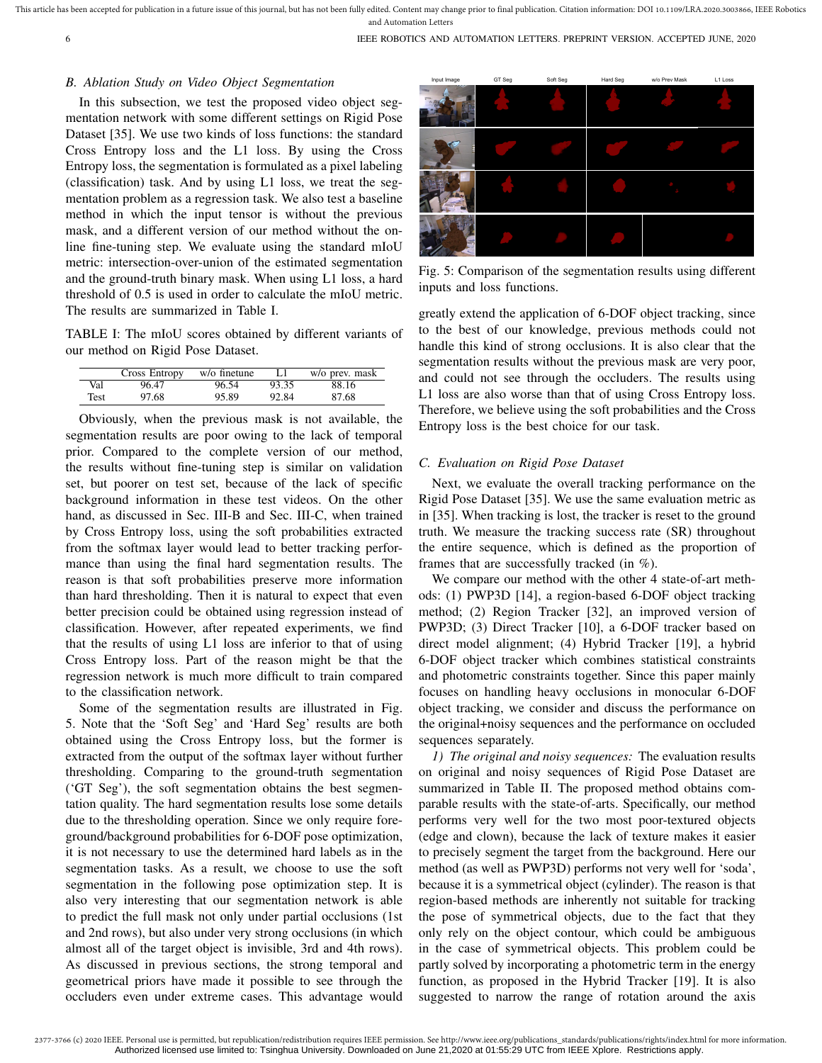### B. Ablation Study on Video Object Segmentation

In this subsection, we test the proposed video object segmentation network with some different settings on Rigid Pose Dataset [35]. We use two kinds of loss functions: the standard Cross Entropy loss and the L1 loss. By using the Cross Entropy loss, the segmentation is formulated as a pixel labeling (classification) task. And by using L1 loss, we treat the segmentation problem as a regression task. We also test a baseline method in which the input tensor is without the previous mask, and a different version of our method without the online fine-tuning step. We evaluate using the standard mIoU metric: intersection-over-union of the estimated segmentation and the ground-truth binary mask. When using L1 loss, a hard threshold of 0.5 is used in order to calculate the mIoU metric. The results are summarized in Table I.

TABLE I: The mIoU scores obtained by different variants of our method on Rigid Pose Dataset.

| | Cross Entropy | w/o finetune | L1 | w/o prev. mask |
|---|---|---|---|---|
| Val | 96.47 | 96.54 | 93.35 | 88.16 |
| Test | 97.68 | 95.89 | 92.84 | 87.68 |

Obviously, when the previous mask is not available, the segmentation results are poor owing to the lack of temporal prior. Compared to the complete version of our method, the results without fine-tuning step is similar on validation set, but poorer on test set, because of the lack of specific background information in these test videos. On the other hand, as discussed in Sec. III-B and Sec. III-C, when trained by Cross Entropy loss, using the soft probabilities extracted from the softmax layer would lead to better tracking performance than using the final hard segmentation results. The reason is that soft probabilities preserve more information than hard thresholding. Then it is natural to expect that even better precision could be obtained using regression instead of classification. However, after repeated experiments, we find that the results of using L1 loss are inferior to that of using Cross Entropy loss. Part of the reason might be that the regression network is much more difficult to train compared to the classification network.

Some of the segmentation results are illustrated in Fig. 5. Note that the 'Soft Seg' and 'Hard Seg' results are both obtained using the Cross Entropy loss, but the former is extracted from the output of the softmax layer without further thresholding. Comparing to the ground-truth segmentation ('GT Seg'), the soft segmentation obtains the best segmentation quality. The hard segmentation results lose some details due to the thresholding operation. Since we only require foreground/background probabilities for 6-DOF pose optimization, it is not necessary to use the determined hard labels as in the segmentation tasks. As a result, we choose to use the soft segmentation in the following pose optimization step. It is also very interesting that our segmentation network is able to predict the full mask not only under partial occlusions (1st and 2nd rows), but also under very strong occlusions (in which almost all of the target object is invisible, 3rd and 4th rows). As discussed in previous sections, the strong temporal and geometrical priors have made it possible to see through the occluders even under extreme cases. This advantage would greatly extend the application of 6-DOF object tracking, since to the best of our knowledge, previous methods could not handle this kind of strong occlusions. It is also clear that the segmentation results without the previous mask are very poor, and could not see through the occluders. The results using L1 loss are also worse than that of using Cross Entropy loss. Therefore, we believe using the soft probabilities and the Cross Entropy loss is the best choice for our task.

Fig. 5: Comparison of the segmentation results using different inputs and loss functions.

### C. Evaluation on Rigid Pose Dataset

Next, we evaluate the overall tracking performance on the Rigid Pose Dataset [35]. We use the same evaluation metric as in [35]. When tracking is lost, the tracker is reset to the ground truth. We measure the tracking success rate (SR) throughout the entire sequence, which is defined as the proportion of frames that are successfully tracked (in %).

We compare our method with the other 4 state-of-art methods: (1) PWP3D [14], a region-based 6-DOF object tracking method; (2) Region Tracker [32], an improved version of PWP3D; (3) Direct Tracker [10], a 6-DOF tracker based on direct model alignment; (4) Hybrid Tracker [19], a hybrid 6-DOF object tracker which combines statistical constraints and photometric constraints together. Since this paper mainly focuses on handling heavy occlusions in monocular 6-DOF object tracking, we consider and discuss the performance on the original+noisy sequences and the performance on occluded sequences separately.

*1) The original and noisy sequences:* The evaluation results on original and noisy sequences of Rigid Pose Dataset are summarized in Table II. The proposed method obtains comparable results with the state-of-arts. Specifically, our method performs very well for the two most poor-textured objects (edge and clown), because the lack of texture makes it easier to precisely segment the target from the background. Here our method (as well as PWP3D) performs not very well for 'soda', because it is a symmetrical object (cylinder). The reason is that region-based methods are inherently not suitable for tracking the pose of symmetrical objects, due to the fact that they only rely on the object contour, which could be ambiguous in the case of symmetrical objects. This problem could be partly solved by incorporating a photometric term in the energy function, as proposed in the Hybrid Tracker [19]. It is also suggested to narrow the range of rotation around the axis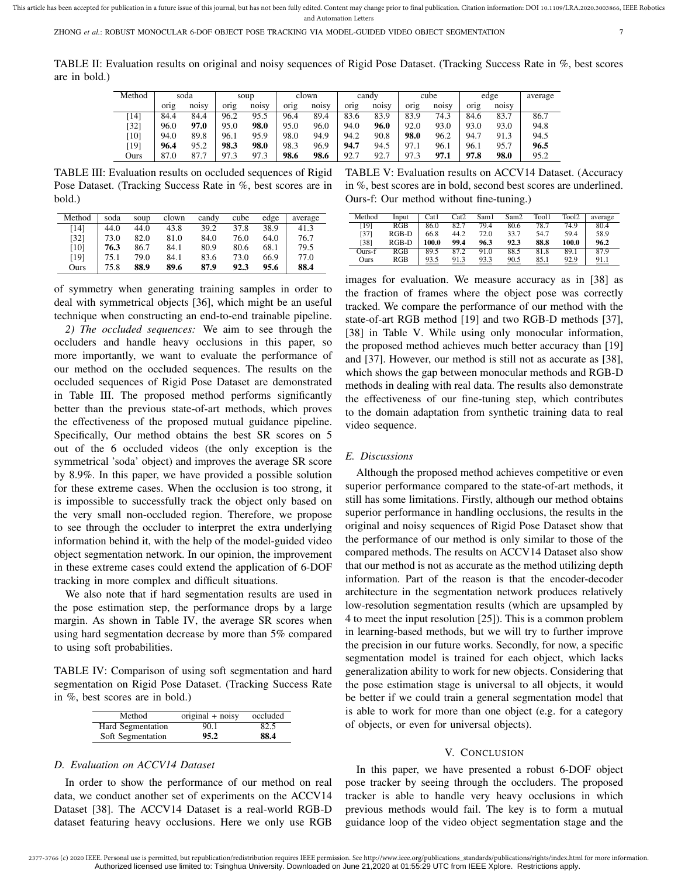TABLE II: Evaluation results on original and noisy sequences of Rigid Pose Dataset. (Tracking Success Rate in %, best scores are in bold.)

| Method | soda | | soup | | clown | | candy | | cube | | edge | | average |
|---|---|---|---|---|---|---|---|---|---|---|---|---|---|
| | orig | noisy | orig | noisy | orig | noisy | orig | noisy | orig | noisy | orig | noisy | |
| [14] | 84.4 | 84.4 | 96.2 | 95.5 | 96.4 | 89.4 | 83.6 | 83.9 | 83.9 | 74.3 | 84.6 | 83.7 | 86.7 |
| [32] | 96.0 | **97.0** | 95.0 | **98.0** | 95.0 | 96.0 | 94.0 | **96.0** | 92.0 | 93.0 | 93.0 | 93.0 | 94.8 |
| [10] | 94.0 | 89.8 | 96.1 | 95.9 | 98.0 | 94.9 | 94.2 | 90.8 | **98.0** | 96.2 | 94.7 | 91.3 | 94.5 |
| [19] | **96.4** | 95.2 | **98.3** | **98.0** | 98.3 | 96.9 | **94.7** | 94.5 | 97.1 | 96.1 | 96.1 | 95.7 | **96.5** |
| Ours | 87.0 | 87.7 | 97.3 | 97.3 | **98.6** | **98.6** | 92.7 | 92.7 | 97.3 | **97.1** | **97.8** | **98.0** | 95.2 |

TABLE III: Evaluation results on occluded sequences of Rigid Pose Dataset. (Tracking Success Rate in %, best scores are in bold.)

| Method | soda | soup | clown | candy | cube | edge | average |
|---|---|---|---|---|---|---|---|
| [14] | 44.0 | 44.0 | 43.8 | 39.2 | 37.8 | 38.9 | 41.3 |
| [32] | 73.0 | 82.0 | 81.0 | 84.0 | 76.0 | 64.0 | 76.7 |
| [10] | **76.3** | 86.7 | 84.1 | 80.9 | 80.6 | 68.1 | 79.5 |
| [19] | 75.1 | 79.0 | 84.1 | 83.6 | 73.0 | 66.9 | 77.0 |
| Ours | 75.8 | **88.9** | **89.6** | **87.9** | **92.3** | **95.6** | **88.4** |

of symmetry when generating training samples in order to deal with symmetrical objects [36], which might be an useful technique when constructing an end-to-end trainable pipeline.

*2) The occluded sequences:* We aim to see through the occluders and handle heavy occlusions in this paper, so more importantly, we want to evaluate the performance of our method on the occluded sequences. The results on the occluded sequences of Rigid Pose Dataset are demonstrated in Table III. The proposed method performs significantly better than the previous state-of-art methods, which proves the effectiveness of the proposed mutual guidance pipeline. Specifically, Our method obtains the best SR scores on 5 out of the 6 occluded videos (the only exception is the symmetrical 'soda' object) and improves the average SR score by 8.9%. In this paper, we have provided a possible solution for these extreme cases. When the occlusion is too strong, it is impossible to successfully track the object only based on the very small non-occluded region. Therefore, we propose to see through the occluder to interpret the extra underlying information behind it, with the help of the model-guided video object segmentation network. In our opinion, the improvement in these extreme cases could extend the application of 6-DOF tracking in more complex and difficult situations.

We also note that if hard segmentation results are used in the pose estimation step, the performance drops by a large margin. As shown in Table IV, the average SR scores when using hard segmentation decrease by more than 5% compared to using soft probabilities.

TABLE IV: Comparison of using soft segmentation and hard segmentation on Rigid Pose Dataset. (Tracking Success Rate in %, best scores are in bold.)

| Method | original + noisy | occluded |
|---|---|---|
| Hard Segmentation | 90.1 | 82.5 |
| Soft Segmentation | **95.2** | **88.4** |

### D. Evaluation on ACCV14 Dataset

In order to show the performance of our method on real data, we conduct another set of experiments on the ACCV14 Dataset [38]. The ACCV14 Dataset is a real-world RGB-D dataset featuring heavy occlusions. Here we only use RGB images for evaluation. We measure accuracy as in [38] as the fraction of frames where the object pose was correctly tracked. We compare the performance of our method with the state-of-art RGB method [19] and two RGB-D methods [37], [38] in Table V. While using only monocular information, the proposed method achieves much better accuracy than [19] and [37]. However, our method is still not as accurate as [38], which shows the gap between monocular methods and RGB-D methods in dealing with real data. The results also demonstrate the effectiveness of our fine-tuning step, which contributes to the domain adaptation from synthetic training data to real video sequence.

TABLE V: Evaluation results on ACCV14 Dataset. (Accuracy in %, best scores are in bold, second best scores are underlined. Ours-f: Our method without fine-tuning.)

| Method | Input | Cat1 | Cat2 | Sam1 | Sam2 | Tool1 | Tool2 | average |
|---|---|---|---|---|---|---|---|---|
| [19] | RGB | 86.0 | 82.7 | 79.4 | 80.6 | 78.7 | 74.9 | 80.4 |
| [37] | RGB-D | 66.8 | 44.2 | 72.0 | 33.7 | 54.7 | 59.4 | 58.9 |
| [38] | RGB-D | **100.0** | **99.4** | **96.3** | **92.3** | **88.8** | **100.0** | **96.2** |
| Ours-f | RGB | 89.5 | 87.2 | 91.0 | 88.5 | 81.8 | 89.1 | 87.9 |
| Ours | RGB | <u>93.5</u> | <u>91.3</u> | <u>93.3</u> | <u>90.5</u> | <u>85.1</u> | <u>92.9</u> | <u>91.1</u> |

### E. Discussions

Although the proposed method achieves competitive or even superior performance compared to the state-of-art methods, it still has some limitations. Firstly, although our method obtains superior performance in handling occlusions, the results in the original and noisy sequences of Rigid Pose Dataset show that the performance of our method is only similar to those of the compared methods. The results on ACCV14 Dataset also show that our method is not as accurate as the method utilizing depth information. Part of the reason is that the encoder-decoder architecture in the segmentation network produces relatively low-resolution segmentation results (which are upsampled by 4 to meet the input resolution [25]). This is a common problem in learning-based methods, but we will try to further improve the precision in our future works. Secondly, for now, a specific segmentation model is trained for each object, which lacks generalization ability to work for new objects. Considering that the pose estimation stage is universal to all objects, it would be better if we could train a general segmentation model that is able to work for more than one object (e.g. for a category of objects, or even for universal objects).

## V. Conclusion

In this paper, we have presented a robust 6-DOF object pose tracker by seeing through the occluders. The proposed tracker is able to handle very heavy occlusions in which previous methods would fail. The key is to form a mutual guidance loop of the video object segmentation stage and the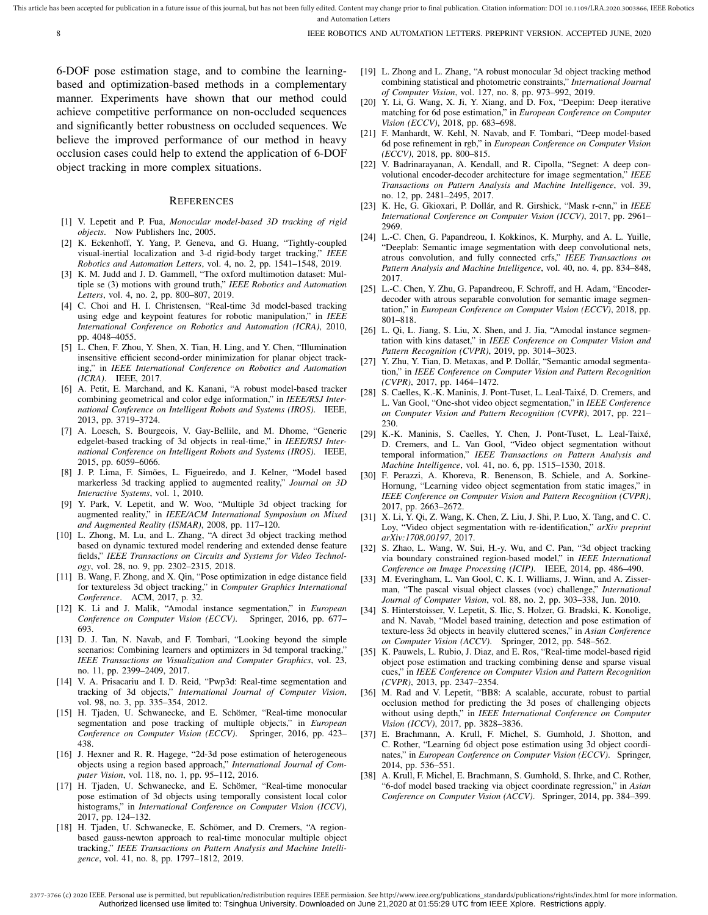6-DOF pose estimation stage, and to combine the learning-based and optimization-based methods in a complementary manner. Experiments have shown that our method could achieve competitive performance on non-occluded sequences and significantly better robustness on occluded sequences. We believe the improved performance of our method in heavy occlusion cases could help to extend the application of 6-DOF object tracking in more complex situations.

## References

[1] V. Lepetit and P. Fua, *Monocular model-based 3D tracking of rigid objects*. Now Publishers Inc, 2005.

[2] K. Eckenhoff, Y. Yang, P. Geneva, and G. Huang, "Tightly-coupled visual-inertial localization and 3-d rigid-body target tracking," *IEEE Robotics and Automation Letters*, vol. 4, no. 2, pp. 1541–1548, 2019.

[3] K. M. Judd and J. D. Gammell, "The oxford multimotion dataset: Multiple se (3) motions with ground truth," *IEEE Robotics and Automation Letters*, vol. 4, no. 2, pp. 800–807, 2019.

[4] C. Choi and H. I. Christensen, "Real-time 3d model-based tracking using edge and keypoint features for robotic manipulation," in *IEEE International Conference on Robotics and Automation (ICRA)*, 2010, pp. 4048–4055.

[5] L. Chen, F. Zhou, Y. Shen, X. Tian, H. Ling, and Y. Chen, "Illumination insensitive efficient second-order minimization for planar object tracking," in *IEEE International Conference on Robotics and Automation (ICRA)*. IEEE, 2017.

[6] A. Petit, E. Marchand, and K. Kanani, "A robust model-based tracker combining geometrical and color edge information," in *IEEE/RSJ International Conference on Intelligent Robots and Systems (IROS)*. IEEE, 2013, pp. 3719–3724.

[7] A. Loesch, S. Bourgeois, V. Gay-Bellile, and M. Dhome, "Generic edgelet-based tracking of 3d objects in real-time," in *IEEE/RSJ International Conference on Intelligent Robots and Systems (IROS)*. IEEE, 2015, pp. 6059–6066.

[8] J. P. Lima, F. Simões, L. Figueiredo, and J. Kelner, "Model based markerless 3d tracking applied to augmented reality," *Journal on 3D Interactive Systems*, vol. 1, 2010.

[9] Y. Park, V. Lepetit, and W. Woo, "Multiple 3d object tracking for augmented reality," in *IEEE/ACM International Symposium on Mixed and Augmented Reality (ISMAR)*, 2008, pp. 117–120.

[10] L. Zhong, M. Lu, and L. Zhang, "A direct 3d object tracking method based on dynamic textured model rendering and extended dense feature fields," *IEEE Transactions on Circuits and Systems for Video Technology*, vol. 28, no. 9, pp. 2302–2315, 2018.

[11] B. Wang, F. Zhong, and X. Qin, "Pose optimization in edge distance field for textureless 3d object tracking," in *Computer Graphics International Conference*. ACM, 2017, p. 32.

[12] K. Li and J. Malik, "Amodal instance segmentation," in *European Conference on Computer Vision (ECCV)*. Springer, 2016, pp. 677–693.

[13] D. J. Tan, N. Navab, and F. Tombari, "Looking beyond the simple scenarios: Combining learners and optimizers in 3d temporal tracking," *IEEE Transactions on Visualization and Computer Graphics*, vol. 23, no. 11, pp. 2399–2409, 2017.

[14] V. A. Prisacariu and I. D. Reid, "Pwp3d: Real-time segmentation and tracking of 3d objects," *International Journal of Computer Vision*, vol. 98, no. 3, pp. 335–354, 2012.

[15] H. Tjaden, U. Schwanecke, and E. Schömer, "Real-time monocular segmentation and pose tracking of multiple objects," in *European Conference on Computer Vision (ECCV)*. Springer, 2016, pp. 423–438.

[16] J. Hexner and R. R. Hagege, "2d-3d pose estimation of heterogeneous objects using a region based approach," *International Journal of Computer Vision*, vol. 118, no. 1, pp. 95–112, 2016.

[17] H. Tjaden, U. Schwanecke, and E. Schömer, "Real-time monocular pose estimation of 3d objects using temporally consistent local color histograms," in *International Conference on Computer Vision (ICCV)*, 2017, pp. 124–132.

[18] H. Tjaden, U. Schwanecke, E. Schömer, and D. Cremers, "A region-based gauss-newton approach to real-time monocular multiple object tracking," *IEEE Transactions on Pattern Analysis and Machine Intelligence*, vol. 41, no. 8, pp. 1797–1812, 2019.

[19] L. Zhong and L. Zhang, "A robust monocular 3d object tracking method combining statistical and photometric constraints," *International Journal of Computer Vision*, vol. 127, no. 8, pp. 973–992, 2019.

[20] Y. Li, G. Wang, X. Ji, Y. Xiang, and D. Fox, "Deepim: Deep iterative matching for 6d pose estimation," in *European Conference on Computer Vision (ECCV)*, 2018, pp. 683–698.

[21] F. Manhardt, W. Kehl, N. Navab, and F. Tombari, "Deep model-based 6d pose refinement in rgb," in *European Conference on Computer Vision (ECCV)*, 2018, pp. 800–815.

[22] V. Badrinarayanan, A. Kendall, and R. Cipolla, "Segnet: A deep convolutional encoder-decoder architecture for image segmentation," *IEEE Transactions on Pattern Analysis and Machine Intelligence*, vol. 39, no. 12, pp. 2481–2495, 2017.

[23] K. He, G. Gkioxari, P. Dollár, and R. Girshick, "Mask r-cnn," in *IEEE International Conference on Computer Vision (ICCV)*, 2017, pp. 2961–2969.

[24] L.-C. Chen, G. Papandreou, I. Kokkinos, K. Murphy, and A. L. Yuille, "Deeplab: Semantic image segmentation with deep convolutional nets, atrous convolution, and fully connected crfs," *IEEE Transactions on Pattern Analysis and Machine Intelligence*, vol. 40, no. 4, pp. 834–848, 2017.

[25] L.-C. Chen, Y. Zhu, G. Papandreou, F. Schroff, and H. Adam, "Encoder-decoder with atrous separable convolution for semantic image segmentation," in *European Conference on Computer Vision (ECCV)*, 2018, pp. 801–818.

[26] L. Qi, L. Jiang, S. Liu, X. Shen, and J. Jia, "Amodal instance segmentation with kins dataset," in *IEEE Conference on Computer Vision and Pattern Recognition (CVPR)*, 2019, pp. 3014–3023.

[27] Y. Zhu, Y. Tian, D. Metaxas, and P. Dollár, "Semantic amodal segmentation," in *IEEE Conference on Computer Vision and Pattern Recognition (CVPR)*, 2017, pp. 1464–1472.

[28] S. Caelles, K.-K. Maninis, J. Pont-Tuset, L. Leal-Taixé, D. Cremers, and L. Van Gool, "One-shot video object segmentation," in *IEEE Conference on Computer Vision and Pattern Recognition (CVPR)*, 2017, pp. 221–230.

[29] K.-K. Maninis, S. Caelles, Y. Chen, J. Pont-Tuset, L. Leal-Taixé, D. Cremers, and L. Van Gool, "Video object segmentation without temporal information," *IEEE Transactions on Pattern Analysis and Machine Intelligence*, vol. 41, no. 6, pp. 1515–1530, 2018.

[30] F. Perazzi, A. Khoreva, R. Benenson, B. Schiele, and A. Sorkine-Hornung, "Learning video object segmentation from static images," in *IEEE Conference on Computer Vision and Pattern Recognition (CVPR)*, 2017, pp. 2663–2672.

[31] X. Li, Y. Qi, Z. Wang, K. Chen, Z. Liu, J. Shi, P. Luo, X. Tang, and C. C. Loy, "Video object segmentation with re-identification," *arXiv preprint arXiv:1708.00197*, 2017.

[32] S. Zhao, L. Wang, W. Sui, H.-y. Wu, and C. Pan, "3d object tracking via boundary constrained region-based model," in *IEEE International Conference on Image Processing (ICIP)*. IEEE, 2014, pp. 486–490.

[33] M. Everingham, L. Van Gool, C. K. I. Williams, J. Winn, and A. Zisserman, "The pascal visual object classes (voc) challenge," *International Journal of Computer Vision*, vol. 88, no. 2, pp. 303–338, Jun. 2010.

[34] S. Hinterstoisser, V. Lepetit, S. Ilic, S. Holzer, G. Bradski, K. Konolige, and N. Navab, "Model based training, detection and pose estimation of texture-less 3d objects in heavily cluttered scenes," in *Asian Conference on Computer Vision (ACCV)*. Springer, 2012, pp. 548–562.

[35] K. Pauwels, L. Rubio, J. Diaz, and E. Ros, "Real-time model-based rigid object pose estimation and tracking combining dense and sparse visual cues," in *IEEE Conference on Computer Vision and Pattern Recognition (CVPR)*, 2013, pp. 2347–2354.

[36] M. Rad and V. Lepetit, "BB8: A scalable, accurate, robust to partial occlusion method for predicting the 3d poses of challenging objects without using depth," in *IEEE International Conference on Computer Vision (ICCV)*, 2017, pp. 3828–3836.

[37] E. Brachmann, A. Krull, F. Michel, S. Gumhold, J. Shotton, and C. Rother, "Learning 6d object pose estimation using 3d object coordinates," in *European Conference on Computer Vision (ECCV)*. Springer, 2014, pp. 536–551.

[38] A. Krull, F. Michel, E. Brachmann, S. Gumhold, S. Ihrke, and C. Rother, "6-dof model based tracking via object coordinate regression," in *Asian Conference on Computer Vision (ACCV)*. Springer, 2014, pp. 384–399.